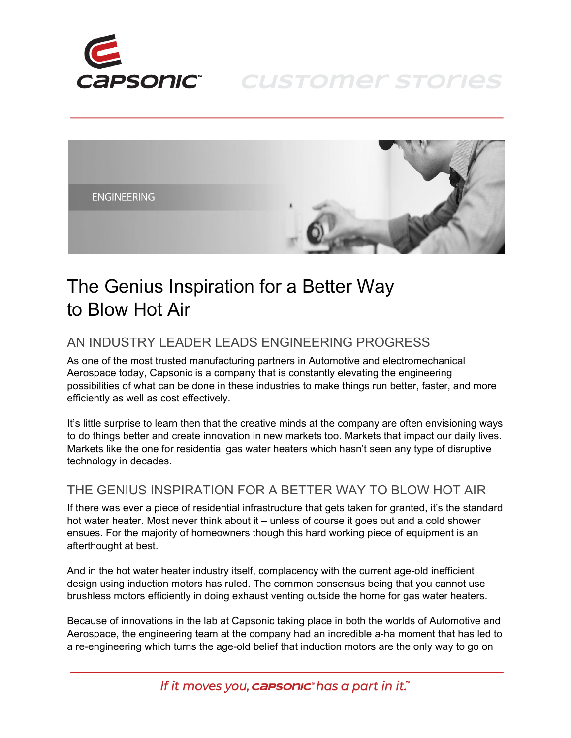# The Genius Inspiration for a Better Way to Blow Hot Air

## AN INDUSTRY LEADER LEADS ENGINEERING PROGRESS

As one of the most trusted manufacturing partners in Automotive and electromechanical Aerospace today, Capsonic is a company that is constantly elevating the engineering possibilities of what can be done in these industries to make things run better, faster, and more efficiently as well as cost effectively.

It's little surprise to learn then that the creative minds at the company are often envisioning ways to do things better and create innovation in new markets too. Markets that impact our daily lives. Markets like the one for residential gas water heaters which hasn't seen any type of disruptive technology in decades.

## THE GENIUS INSPIRATION FOR A BETTER WAY TO BLOW HOT AIR

If there was ever a piece of residential infrastructure that gets taken for granted, it's the standard hot water heater. Most never think about it – unless of course it goes out and a cold shower ensues. For the majority of homeowners though this hard working piece of equipment is an afterthought at best.

And in the hot water heater industry itself, complacency with the current age-old inefficient design using induction motors has ruled. The common consensus being that you cannot use brushless motors efficiently in doing exhaust venting outside the home for gas water heaters.

Because of innovations in the lab at Capsonic taking place in both the worlds of Automotive and Aerospace, the engineering team at the company had an incredible a-ha moment that has led to a re-engineering which turns the age-old belief that induction motors are the only way to go on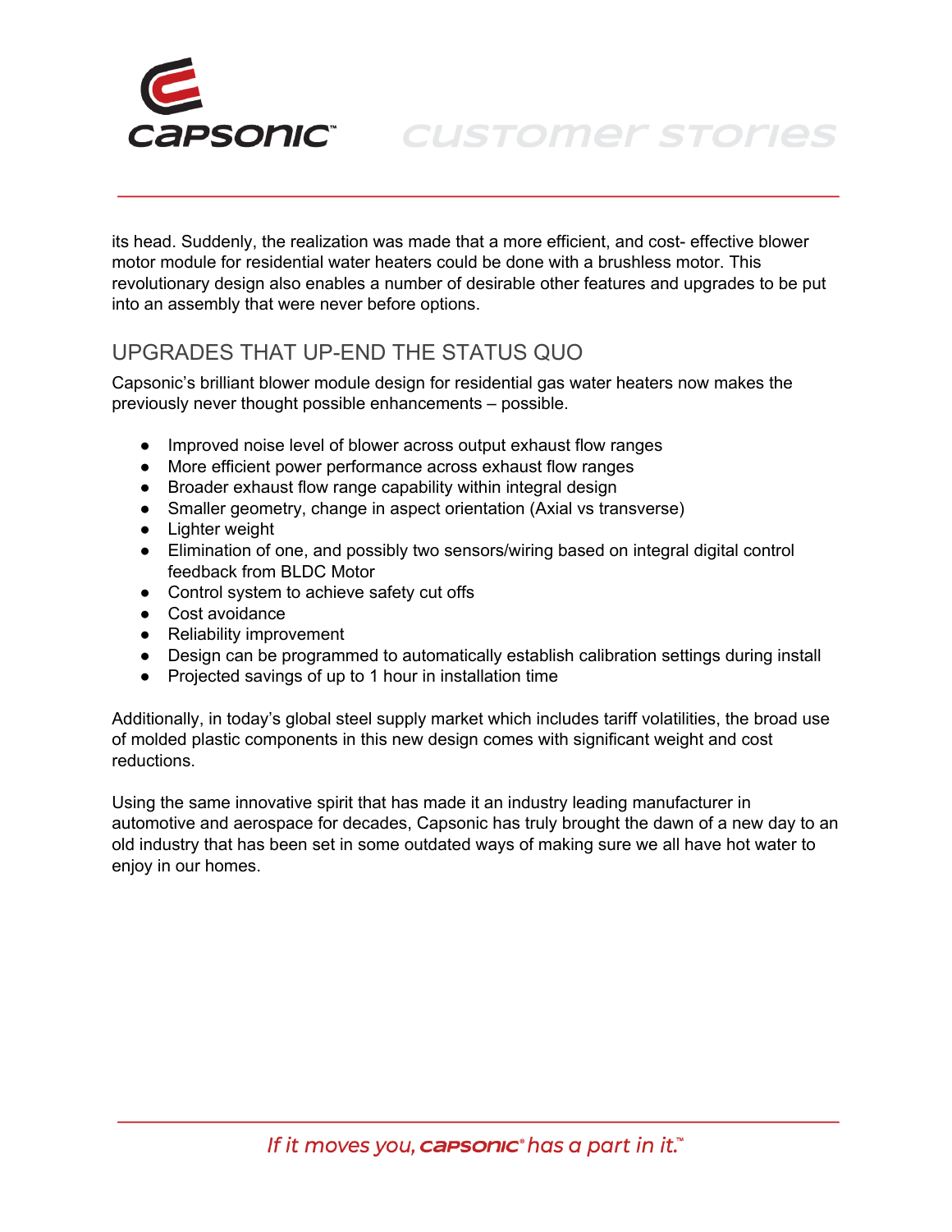its head. Suddenly, the realization was made that a more efficient, and cost- effective blower motor module for residential water heaters could be done with a brushless motor. This revolutionary design also enables a number of desirable other features and upgrades to be put into an assembly that were never before options.

## UPGRADES THAT UP-END THE STATUS QUO

Capsonic's brilliant blower module design for residential gas water heaters now makes the previously never thought possible enhancements – possible.

- Improved noise level of blower across output exhaust flow ranges
- More efficient power performance across exhaust flow ranges
- Broader exhaust flow range capability within integral design
- Smaller geometry, change in aspect orientation (Axial vs transverse)
- Lighter weight
- Elimination of one, and possibly two sensors/wiring based on integral digital control feedback from BLDC Motor
- Control system to achieve safety cut offs
- Cost avoidance
- Reliability improvement
- Design can be programmed to automatically establish calibration settings during install
- Projected savings of up to 1 hour in installation time

Additionally, in today's global steel supply market which includes tariff volatilities, the broad use of molded plastic components in this new design comes with significant weight and cost reductions.

Using the same innovative spirit that has made it an industry leading manufacturer in automotive and aerospace for decades, Capsonic has truly brought the dawn of a new day to an old industry that has been set in some outdated ways of making sure we all have hot water to enjoy in our homes.